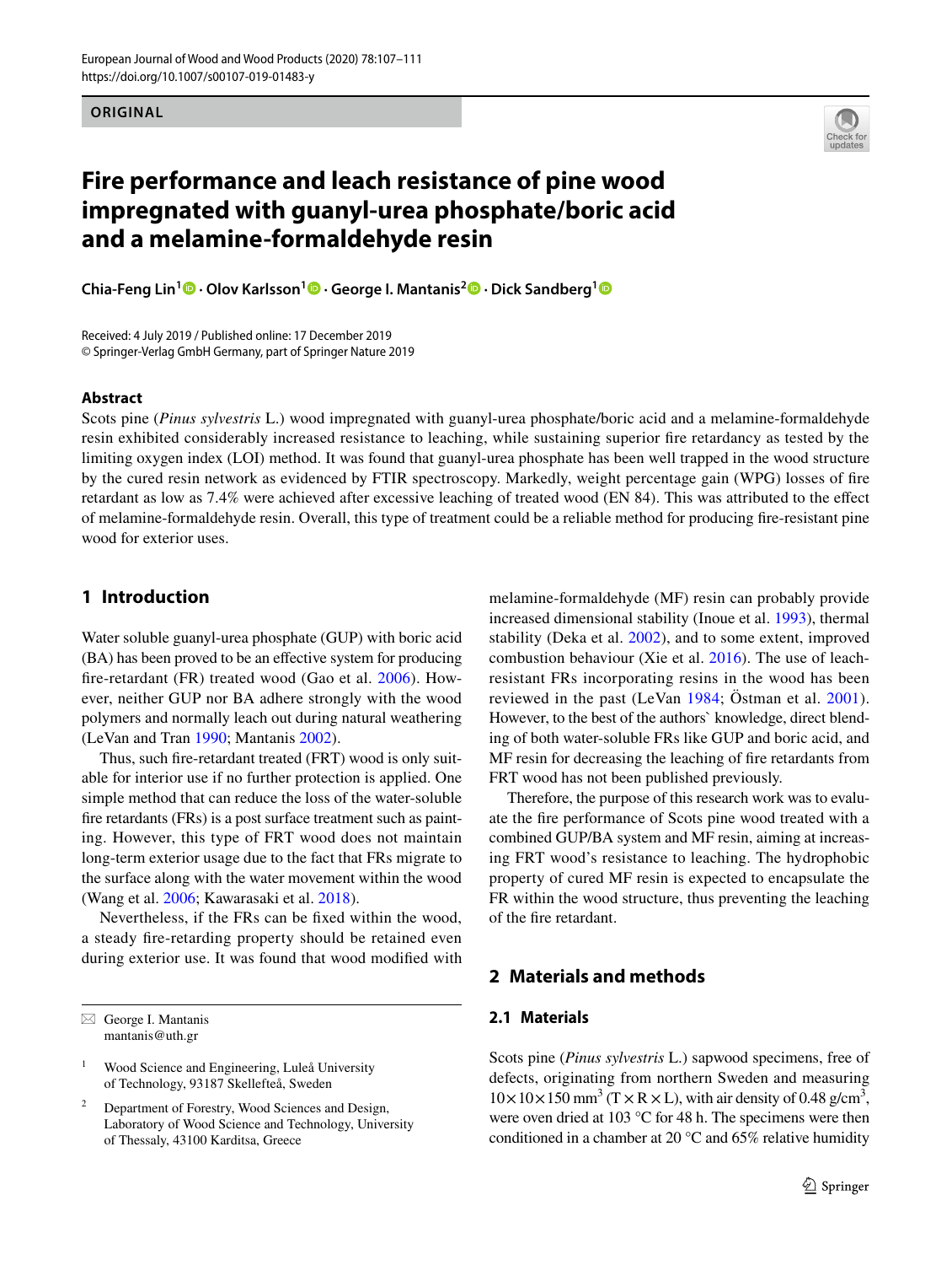ORIGINAL

# Fire performance and leach resistance of pine wood impregnated with guanyl-urea phosphate/boric acid and a melamine-formaldehyde resin

**Chia-Feng Lin[1] · Olov Karlsson[1] · George I. Mantanis[2] · Dick Sandberg[1]**

Received: 4 July 2019 / Published online: 17 December 2019
© Springer-Verlag GmbH Germany, part of Springer Nature 2019

## Abstract

Scots pine (*Pinus sylvestris* L.) wood impregnated with guanyl-urea phosphate/boric acid and a melamine-formaldehyde resin exhibited considerably increased resistance to leaching, while sustaining superior fire retardancy as tested by the limiting oxygen index (LOI) method. It was found that guanyl-urea phosphate has been well trapped in the wood structure by the cured resin network as evidenced by FTIR spectroscopy. Markedly, weight percentage gain (WPG) losses of fire retardant as low as 7.4% were achieved after excessive leaching of treated wood (EN 84). This was attributed to the effect of melamine-formaldehyde resin. Overall, this type of treatment could be a reliable method for producing fire-resistant pine wood for exterior uses.

## 1 Introduction

Water soluble guanyl-urea phosphate (GUP) with boric acid (BA) has been proved to be an effective system for producing fire-retardant (FR) treated wood (Gao et al. 2006). However, neither GUP nor BA adhere strongly with the wood polymers and normally leach out during natural weathering (LeVan and Tran 1990; Mantanis 2002).

Thus, such fire-retardant treated (FRT) wood is only suitable for interior use if no further protection is applied. One simple method that can reduce the loss of the water-soluble fire retardants (FRs) is a post surface treatment such as painting. However, this type of FRT wood does not maintain long-term exterior usage due to the fact that FRs migrate to the surface along with the water movement within the wood (Wang et al. 2006; Kawarasaki et al. 2018).

Nevertheless, if the FRs can be fixed within the wood, a steady fire-retarding property should be retained even during exterior use. It was found that wood modified with melamine-formaldehyde (MF) resin can probably provide increased dimensional stability (Inoue et al. 1993), thermal stability (Deka et al. 2002), and to some extent, improved combustion behaviour (Xie et al. 2016). The use of leach-resistant FRs incorporating resins in the wood has been reviewed in the past (LeVan 1984; Östman et al. 2001). However, to the best of the authors` knowledge, direct blending of both water-soluble FRs like GUP and boric acid, and MF resin for decreasing the leaching of fire retardants from FRT wood has not been published previously.

Therefore, the purpose of this research work was to evaluate the fire performance of Scots pine wood treated with a combined GUP/BA system and MF resin, aiming at increasing FRT wood's resistance to leaching. The hydrophobic property of cured MF resin is expected to encapsulate the FR within the wood structure, thus preventing the leaching of the fire retardant.

## 2 Materials and methods

### 2.1 Materials

Scots pine (*Pinus sylvestris* L.) sapwood specimens, free of defects, originating from northern Sweden and measuring $10 \times 10 \times 150$ mm$^3$ (T × R × L), with air density of 0.48 g/cm$^3$, were oven dried at 103 °C for 48 h. The specimens were then conditioned in a chamber at 20 °C and 65% relative humidity

---

✉ George I. Mantanis
mantanis@uth.gr

[1] Wood Science and Engineering, Luleå University of Technology, 93187 Skellefteå, Sweden

[2] Department of Forestry, Wood Sciences and Design, Laboratory of Wood Science and Technology, University of Thessaly, 43100 Karditsa, Greece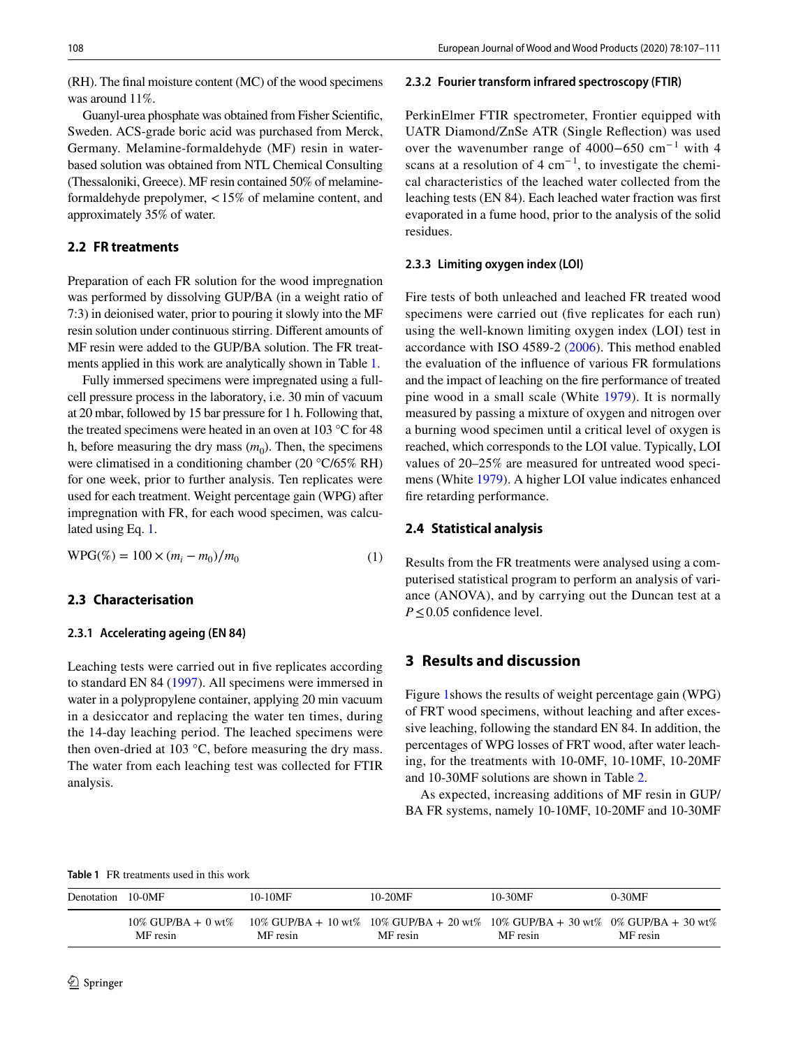(RH). The final moisture content (MC) of the wood specimens was around 11%.

Guanyl-urea phosphate was obtained from Fisher Scientific, Sweden. ACS-grade boric acid was purchased from Merck, Germany. Melamine-formaldehyde (MF) resin in water-based solution was obtained from NTL Chemical Consulting (Thessaloniki, Greece). MF resin contained 50% of melamine-formaldehyde prepolymer, < 15% of melamine content, and approximately 35% of water.

### 2.2 FR treatments

Preparation of each FR solution for the wood impregnation was performed by dissolving GUP/BA (in a weight ratio of 7:3) in deionised water, prior to pouring it slowly into the MF resin solution under continuous stirring. Different amounts of MF resin were added to the GUP/BA solution. The FR treatments applied in this work are analytically shown in Table 1.

Fully immersed specimens were impregnated using a full-cell pressure process in the laboratory, i.e. 30 min of vacuum at 20 mbar, followed by 15 bar pressure for 1 h. Following that, the treated specimens were heated in an oven at 103 °C for 48 h, before measuring the dry mass ($m_0$). Then, the specimens were climatised in a conditioning chamber (20 °C/65% RH) for one week, prior to further analysis. Ten replicates were used for each treatment. Weight percentage gain (WPG) after impregnation with FR, for each wood specimen, was calculated using Eq. 1.

$$\mathrm{WPG}(\%) = 100 \times (m_i - m_0)/m_0 \tag{1}$$

### 2.3 Characterisation

#### 2.3.1 Accelerating ageing (EN 84)

Leaching tests were carried out in five replicates according to standard EN 84 (1997). All specimens were immersed in water in a polypropylene container, applying 20 min vacuum in a desiccator and replacing the water ten times, during the 14-day leaching period. The leached specimens were then oven-dried at 103 °C, before measuring the dry mass. The water from each leaching test was collected for FTIR analysis.

#### 2.3.2 Fourier transform infrared spectroscopy (FTIR)

PerkinElmer FTIR spectrometer, Frontier equipped with UATR Diamond/ZnSe ATR (Single Reflection) was used over the wavenumber range of 4000−650 $cm^{-1}$ with 4 scans at a resolution of 4 $cm^{-1}$, to investigate the chemical characteristics of the leached water collected from the leaching tests (EN 84). Each leached water fraction was first evaporated in a fume hood, prior to the analysis of the solid residues.

#### 2.3.3 Limiting oxygen index (LOI)

Fire tests of both unleached and leached FR treated wood specimens were carried out (five replicates for each run) using the well-known limiting oxygen index (LOI) test in accordance with ISO 4589-2 (2006). This method enabled the evaluation of the influence of various FR formulations and the impact of leaching on the fire performance of treated pine wood in a small scale (White 1979). It is normally measured by passing a mixture of oxygen and nitrogen over a burning wood specimen until a critical level of oxygen is reached, which corresponds to the LOI value. Typically, LOI values of 20–25% are measured for untreated wood specimens (White 1979). A higher LOI value indicates enhanced fire retarding performance.

### 2.4 Statistical analysis

Results from the FR treatments were analysed using a computerised statistical program to perform an analysis of variance (ANOVA), and by carrying out the Duncan test at a $P \leq 0.05$ confidence level.

## 3 Results and discussion

Figure 1shows the results of weight percentage gain (WPG) of FRT wood specimens, without leaching and after excessive leaching, following the standard EN 84. In addition, the percentages of WPG losses of FRT wood, after water leaching, for the treatments with 10-0MF, 10-10MF, 10-20MF and 10-30MF solutions are shown in Table 2.

As expected, increasing additions of MF resin in GUP/BA FR systems, namely 10-10MF, 10-20MF and 10-30MF

**Table 1** FR treatments used in this work

| Denotation | 10-0MF | 10-10MF | 10-20MF | 10-30MF | 0-30MF |
|---|---|---|---|---|---|
| | 10% GUP/BA + 0 wt% MF resin | 10% GUP/BA + 10 wt% MF resin | 10% GUP/BA + 20 wt% MF resin | 10% GUP/BA + 30 wt% MF resin | 0% GUP/BA + 30 wt% MF resin |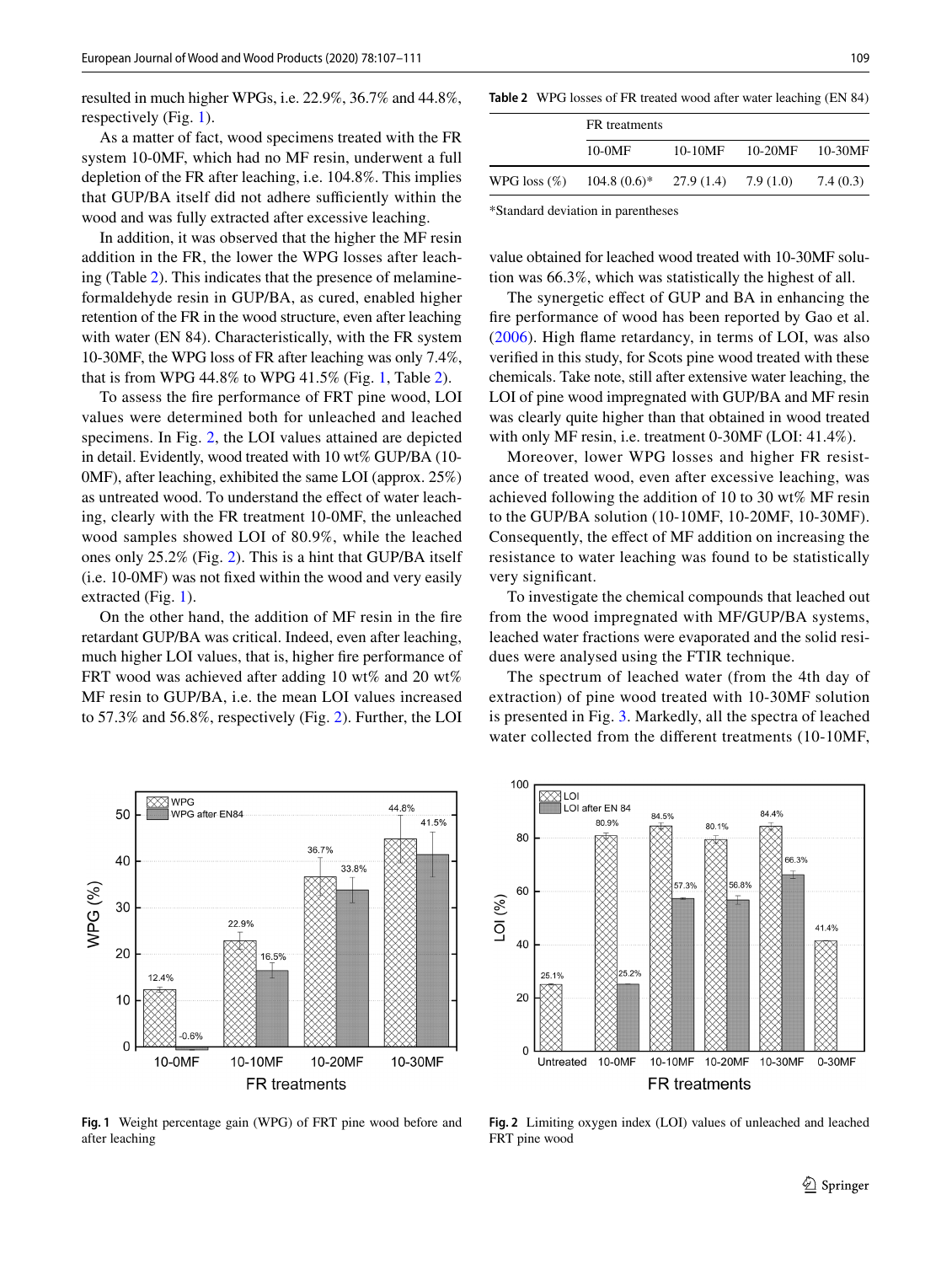resulted in much higher WPGs, i.e. 22.9%, 36.7% and 44.8%, respectively (Fig. 1).

As a matter of fact, wood specimens treated with the FR system 10-0MF, which had no MF resin, underwent a full depletion of the FR after leaching, i.e. 104.8%. This implies that GUP/BA itself did not adhere sufficiently within the wood and was fully extracted after excessive leaching.

In addition, it was observed that the higher the MF resin addition in the FR, the lower the WPG losses after leaching (Table 2). This indicates that the presence of melamine-formaldehyde resin in GUP/BA, as cured, enabled higher retention of the FR in the wood structure, even after leaching with water (EN 84). Characteristically, with the FR system 10-30MF, the WPG loss of FR after leaching was only 7.4%, that is from WPG 44.8% to WPG 41.5% (Fig. 1, Table 2).

To assess the fire performance of FRT pine wood, LOI values were determined both for unleached and leached specimens. In Fig. 2, the LOI values attained are depicted in detail. Evidently, wood treated with 10 wt% GUP/BA (10-0MF), after leaching, exhibited the same LOI (approx. 25%) as untreated wood. To understand the effect of water leaching, clearly with the FR treatment 10-0MF, the unleached wood samples showed LOI of 80.9%, while the leached ones only 25.2% (Fig. 2). This is a hint that GUP/BA itself (i.e. 10-0MF) was not fixed within the wood and very easily extracted (Fig. 1).

On the other hand, the addition of MF resin in the fire retardant GUP/BA was critical. Indeed, even after leaching, much higher LOI values, that is, higher fire performance of FRT wood was achieved after adding 10 wt% and 20 wt% MF resin to GUP/BA, i.e. the mean LOI values increased to 57.3% and 56.8%, respectively (Fig. 2). Further, the LOI value obtained for leached wood treated with 10-30MF solution was 66.3%, which was statistically the highest of all.

**Table 2** WPG losses of FR treated wood after water leaching (EN 84)

| | FR treatments | | | |
|---|---|---|---|---|
| | 10-0MF | 10-10MF | 10-20MF | 10-30MF |
| WPG loss (%) | 104.8 (0.6)* | 27.9 (1.4) | 7.9 (1.0) | 7.4 (0.3) |

*Standard deviation in parentheses

The synergetic effect of GUP and BA in enhancing the fire performance of wood has been reported by Gao et al. (2006). High flame retardancy, in terms of LOI, was also verified in this study, for Scots pine wood treated with these chemicals. Take note, still after extensive water leaching, the LOI of pine wood impregnated with GUP/BA and MF resin was clearly quite higher than that obtained in wood treated with only MF resin, i.e. treatment 0-30MF (LOI: 41.4%).

Moreover, lower WPG losses and higher FR resistance of treated wood, even after excessive leaching, was achieved following the addition of 10 to 30 wt% MF resin to the GUP/BA solution (10-10MF, 10-20MF, 10-30MF). Consequently, the effect of MF addition on increasing the resistance to water leaching was found to be statistically very significant.

To investigate the chemical compounds that leached out from the wood impregnated with MF/GUP/BA systems, leached water fractions were evaporated and the solid residues were analysed using the FTIR technique.

The spectrum of leached water (from the 4th day of extraction) of pine wood treated with 10-30MF solution is presented in Fig. 3. Markedly, all the spectra of leached water collected from the different treatments (10-10MF,

WPG
WPG after EN84
WPG (%)
0
10
20
30
40
50
12.4%
-0.6%
22.9%
16.5%
36.7%
33.8%
44.8%
41.5%
10-0MF
10-10MF
10-20MF
10-30MF
FR treatments

**Fig. 1** Weight percentage gain (WPG) of FRT pine wood before and after leaching

LOI
LOI after EN 84
LOI (%)
0
20
40
60
80
100
25.1%
80.9%
25.2%
84.5%
57.3%
80.1%
56.8%
84.4%
66.3%
41.4%
Untreated
10-0MF
10-10MF
10-20MF
10-30MF
0-30MF
FR treatments

**Fig. 2** Limiting oxygen index (LOI) values of unleached and leached FRT pine wood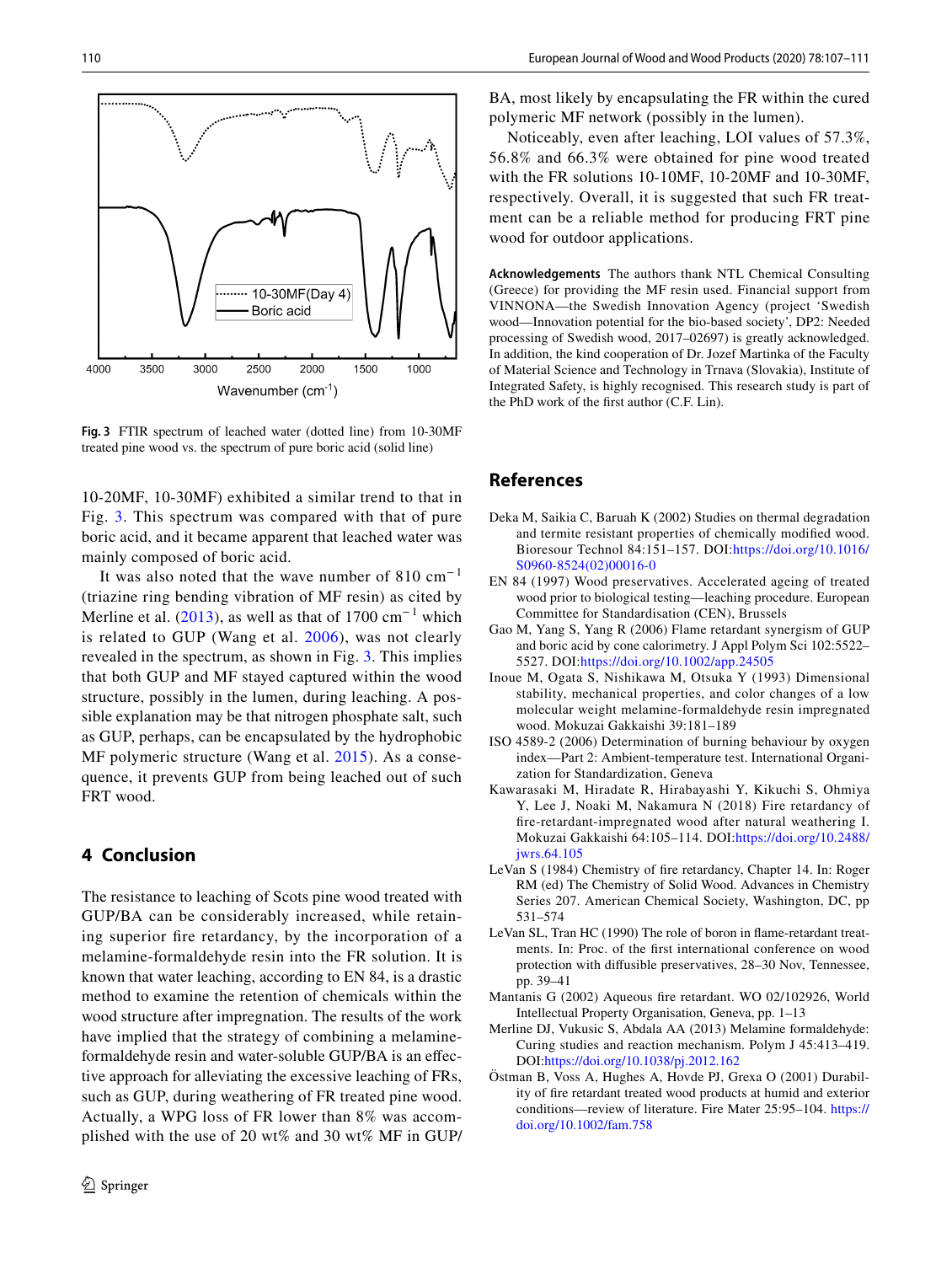10-30MF(Day 4)
Boric acid
4000 3500 3000 2500 2000 1500 1000
Wavenumber (cm$^{-1}$)

**Fig. 3** FTIR spectrum of leached water (dotted line) from 10-30MF treated pine wood vs. the spectrum of pure boric acid (solid line)

10-20MF, 10-30MF) exhibited a similar trend to that in Fig. 3. This spectrum was compared with that of pure boric acid, and it became apparent that leached water was mainly composed of boric acid.

It was also noted that the wave number of 810 cm$^{-1}$ (triazine ring bending vibration of MF resin) as cited by Merline et al. (2013), as well as that of 1700 cm$^{-1}$ which is related to GUP (Wang et al. 2006), was not clearly revealed in the spectrum, as shown in Fig. 3. This implies that both GUP and MF stayed captured within the wood structure, possibly in the lumen, during leaching. A possible explanation may be that nitrogen phosphate salt, such as GUP, perhaps, can be encapsulated by the hydrophobic MF polymeric structure (Wang et al. 2015). As a consequence, it prevents GUP from being leached out of such FRT wood.

## 4 Conclusion

The resistance to leaching of Scots pine wood treated with GUP/BA can be considerably increased, while retaining superior fire retardancy, by the incorporation of a melamine-formaldehyde resin into the FR solution. It is known that water leaching, according to EN 84, is a drastic method to examine the retention of chemicals within the wood structure after impregnation. The results of the work have implied that the strategy of combining a melamine-formaldehyde resin and water-soluble GUP/BA is an effective approach for alleviating the excessive leaching of FRs, such as GUP, during weathering of FR treated pine wood. Actually, a WPG loss of FR lower than 8% was accomplished with the use of 20 wt% and 30 wt% MF in GUP/BA, most likely by encapsulating the FR within the cured polymeric MF network (possibly in the lumen).

Noticeably, even after leaching, LOI values of 57.3%, 56.8% and 66.3% were obtained for pine wood treated with the FR solutions 10-10MF, 10-20MF and 10-30MF, respectively. Overall, it is suggested that such FR treatment can be a reliable method for producing FRT pine wood for outdoor applications.

**Acknowledgements** The authors thank NTL Chemical Consulting (Greece) for providing the MF resin used. Financial support from VINNOVA—the Swedish Innovation Agency (project 'Swedish wood—Innovation potential for the bio-based society', DP2: Needed processing of Swedish wood, 2017–02697) is greatly acknowledged. In addition, the kind cooperation of Dr. Jozef Martinka of the Faculty of Material Science and Technology in Trnava (Slovakia), Institute of Integrated Safety, is highly recognised. This research study is part of the PhD work of the first author (C.F. Lin).

## References

Deka M, Saikia C, Baruah K (2002) Studies on thermal degradation and termite resistant properties of chemically modified wood. Bioresour Technol 84:151–157. DOI:https://doi.org/10.1016/S0960-8524(02)00016-0

EN 84 (1997) Wood preservatives. Accelerated ageing of treated wood prior to biological testing—leaching procedure. European Committee for Standardisation (CEN), Brussels

Gao M, Yang S, Yang R (2006) Flame retardant synergism of GUP and boric acid by cone calorimetry. J Appl Polym Sci 102:5522–5527. DOI:https://doi.org/10.1002/app.24505

Inoue M, Ogata S, Nishikawa M, Otsuka Y (1993) Dimensional stability, mechanical properties, and color changes of a low molecular weight melamine-formaldehyde resin impregnated wood. Mokuzai Gakkaishi 39:181–189

ISO 4589-2 (2006) Determination of burning behaviour by oxygen index—Part 2: Ambient-temperature test. International Organization for Standardization, Geneva

Kawarasaki M, Hiradate R, Hirabayashi Y, Kikuchi S, Ohmiya Y, Lee J, Noaki M, Nakamura N (2018) Fire retardancy of fire-retardant-impregnated wood after natural weathering I. Mokuzai Gakkaishi 64:105–114. DOI:https://doi.org/10.2488/jwrs.64.105

LeVan S (1984) Chemistry of fire retardancy, Chapter 14. In: Roger RM (ed) The Chemistry of Solid Wood. Advances in Chemistry Series 207. American Chemical Society, Washington, DC, pp 531–574

LeVan SL, Tran HC (1990) The role of boron in flame-retardant treatments. In: Proc. of the first international conference on wood protection with diffusible preservatives, 28–30 Nov, Tennessee, pp. 39–41

Mantanis G (2002) Aqueous fire retardant. WO 02/102926, World Intellectual Property Organisation, Geneva, pp. 1–13

Merline DJ, Vukusic S, Abdala AA (2013) Melamine formaldehyde: Curing studies and reaction mechanism. Polym J 45:413–419. DOI:https://doi.org/10.1038/pj.2012.162

Östman B, Voss A, Hughes A, Hovde PJ, Grexa O (2001) Durability of fire retardant treated wood products at humid and exterior conditions—review of literature. Fire Mater 25:95–104. https://doi.org/10.1002/fam.758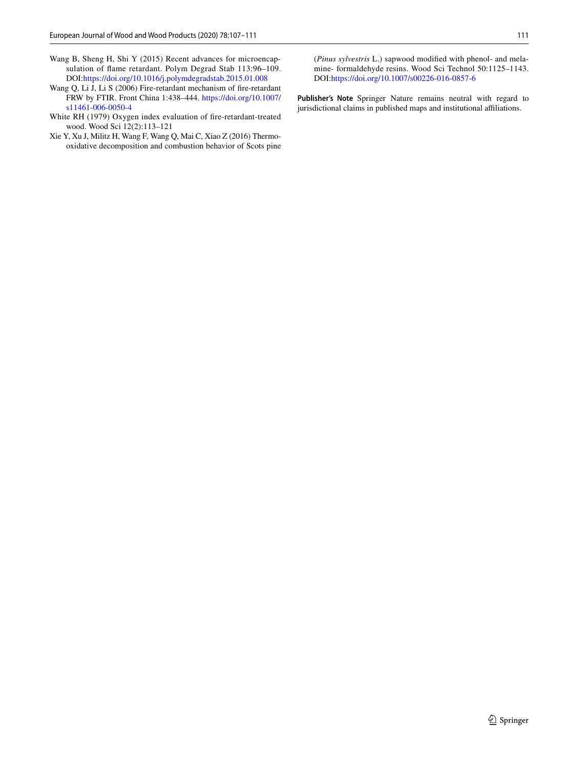Wang B, Sheng H, Shi Y (2015) Recent advances for microencapsulation of flame retardant. Polym Degrad Stab 113:96–109. DOI:https://doi.org/10.1016/j.polymdegradstab.2015.01.008

Wang Q, Li J, Li S (2006) Fire-retardant mechanism of fire-retardant FRW by FTIR. Front China 1:438–444. https://doi.org/10.1007/s11461-006-0050-4

White RH (1979) Oxygen index evaluation of fire-retardant-treated wood. Wood Sci 12(2):113–121

Xie Y, Xu J, Militz H, Wang F, Wang Q, Mai C, Xiao Z (2016) Thermo-oxidative decomposition and combustion behavior of Scots pine (*Pinus sylvestris* L.) sapwood modified with phenol- and melamine- formaldehyde resins. Wood Sci Technol 50:1125–1143. DOI:https://doi.org/10.1007/s00226-016-0857-6

**Publisher's Note** Springer Nature remains neutral with regard to jurisdictional claims in published maps and institutional affiliations.